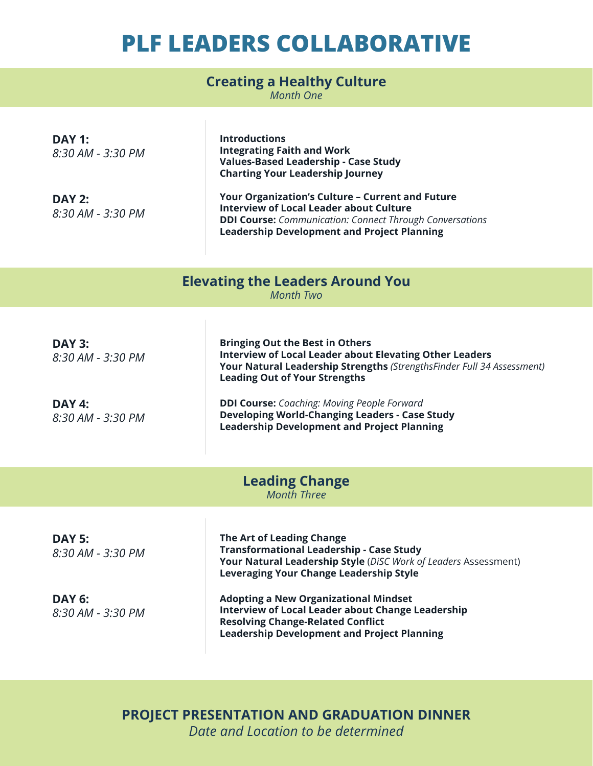# PLF LEADERS COLLABORATIVE

## Creating a Healthy Culture

*Month One*

**DAY 1:**
*8:30 AM - 3:30 PM*

**Introductions**
**Integrating Faith and Work**
**Values-Based Leadership - Case Study**
**Charting Your Leadership Journey**

**DAY 2:**
*8:30 AM - 3:30 PM*

**Your Organization's Culture – Current and Future**
**Interview of Local Leader about Culture**
**DDI Course:** *Communication: Connect Through Conversations*
**Leadership Development and Project Planning**

## Elevating the Leaders Around You

*Month Two*

**DAY 3:**
*8:30 AM - 3:30 PM*

**Bringing Out the Best in Others**
**Interview of Local Leader about Elevating Other Leaders**
**Your Natural Leadership Strengths** *(StrengthsFinder Full 34 Assessment)*
**Leading Out of Your Strengths**

**DAY 4:**
*8:30 AM - 3:30 PM*

**DDI Course:** *Coaching: Moving People Forward*
**Developing World-Changing Leaders - Case Study**
**Leadership Development and Project Planning**

## Leading Change

*Month Three*

**DAY 5:**
*8:30 AM - 3:30 PM*

**The Art of Leading Change**
**Transformational Leadership - Case Study**
**Your Natural Leadership Style** (*DiSC Work of Leaders* Assessment)
**Leveraging Your Change Leadership Style**

**DAY 6:**
*8:30 AM - 3:30 PM*

**Adopting a New Organizational Mindset**
**Interview of Local Leader about Change Leadership**
**Resolving Change-Related Conflict**
**Leadership Development and Project Planning**

## PROJECT PRESENTATION AND GRADUATION DINNER

*Date and Location to be determined*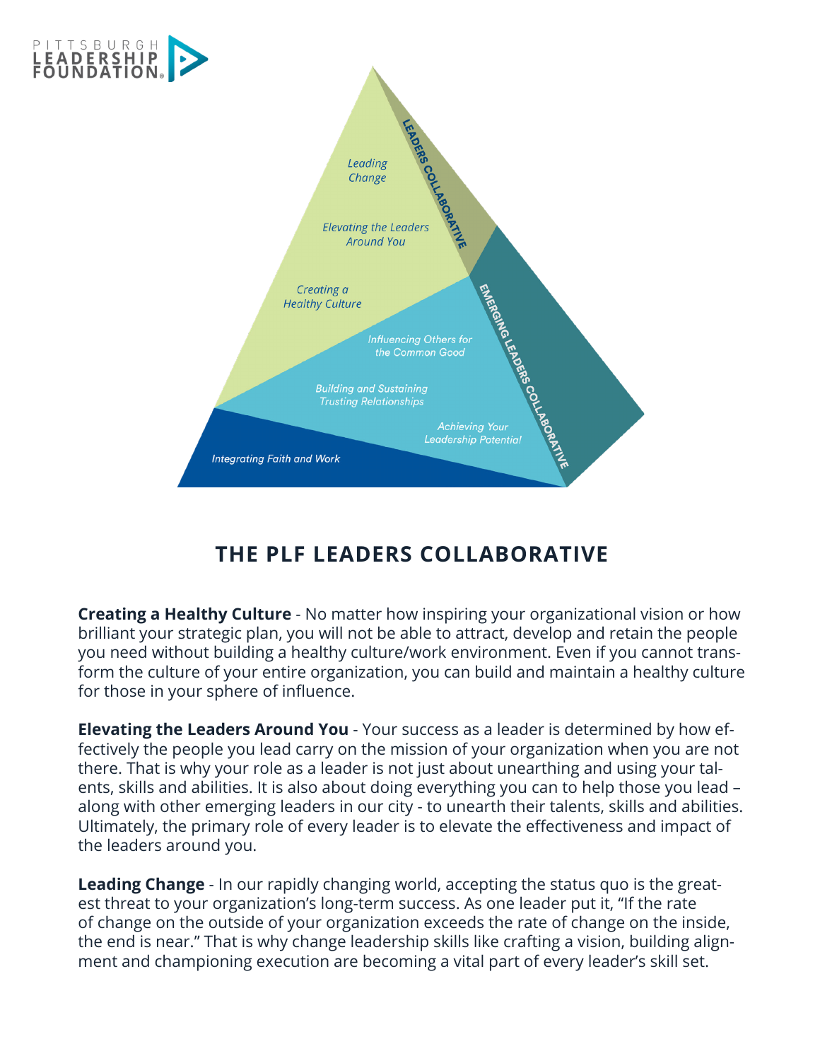# THE PLF LEADERS COLLABORATIVE

**Creating a Healthy Culture** - No matter how inspiring your organizational vision or how brilliant your strategic plan, you will not be able to attract, develop and retain the people you need without building a healthy culture/work environment. Even if you cannot transform the culture of your entire organization, you can build and maintain a healthy culture for those in your sphere of influence.

**Elevating the Leaders Around You** - Your success as a leader is determined by how effectively the people you lead carry on the mission of your organization when you are not there. That is why your role as a leader is not just about unearthing and using your talents, skills and abilities. It is also about doing everything you can to help those you lead – along with other emerging leaders in our city - to unearth their talents, skills and abilities. Ultimately, the primary role of every leader is to elevate the effectiveness and impact of the leaders around you.

**Leading Change** - In our rapidly changing world, accepting the status quo is the greatest threat to your organization's long-term success. As one leader put it, "If the rate of change on the outside of your organization exceeds the rate of change on the inside, the end is near." That is why change leadership skills like crafting a vision, building alignment and championing execution are becoming a vital part of every leader's skill set.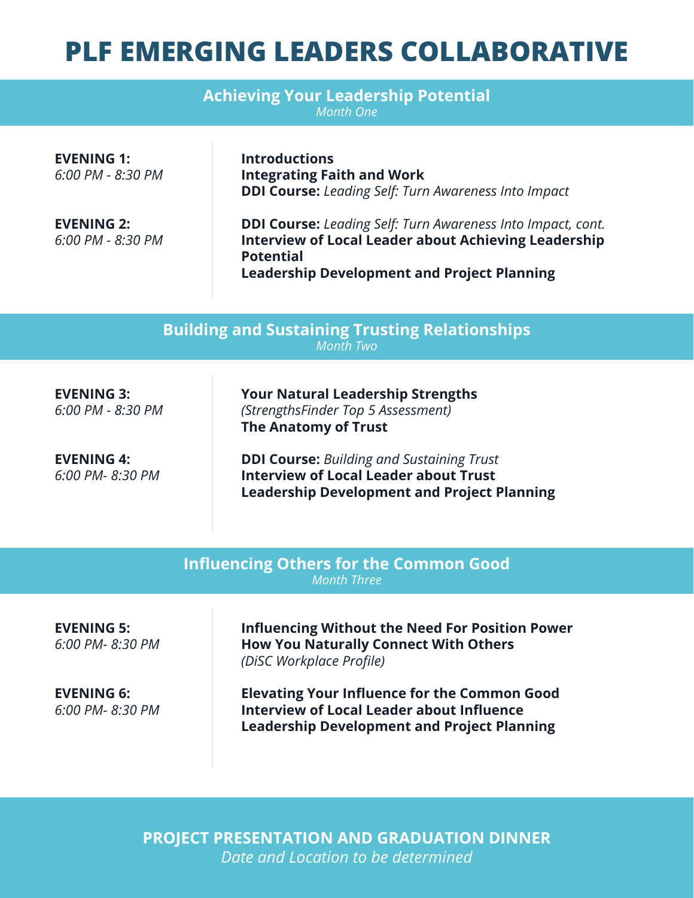# PLF EMERGING LEADERS COLLABORATIVE

## Achieving Your Leadership Potential

*Month One*

**EVENING 1:**
*6:00 PM - 8:30 PM*

**Introductions**
**Integrating Faith and Work**
**DDI Course:** *Leading Self: Turn Awareness Into Impact*

**EVENING 2:**
*6:00 PM - 8:30 PM*

**DDI Course:** *Leading Self: Turn Awareness Into Impact, cont.*
**Interview of Local Leader about Achieving Leadership Potential**
**Leadership Development and Project Planning**

## Building and Sustaining Trusting Relationships

*Month Two*

**EVENING 3:**
*6:00 PM - 8:30 PM*

**Your Natural Leadership Strengths**
*(StrengthsFinder Top 5 Assessment)*
**The Anatomy of Trust**

**EVENING 4:**
*6:00 PM- 8:30 PM*

**DDI Course:** *Building and Sustaining Trust*
**Interview of Local Leader about Trust**
**Leadership Development and Project Planning**

## Influencing Others for the Common Good

*Month Three*

**EVENING 5:**
*6:00 PM- 8:30 PM*

**Influencing Without the Need For Position Power**
**How You Naturally Connect With Others**
*(DiSC Workplace Profile)*

**EVENING 6:**
*6:00 PM- 8:30 PM*

**Elevating Your Influence for the Common Good**
**Interview of Local Leader about Influence**
**Leadership Development and Project Planning**

## PROJECT PRESENTATION AND GRADUATION DINNER

*Date and Location to be determined*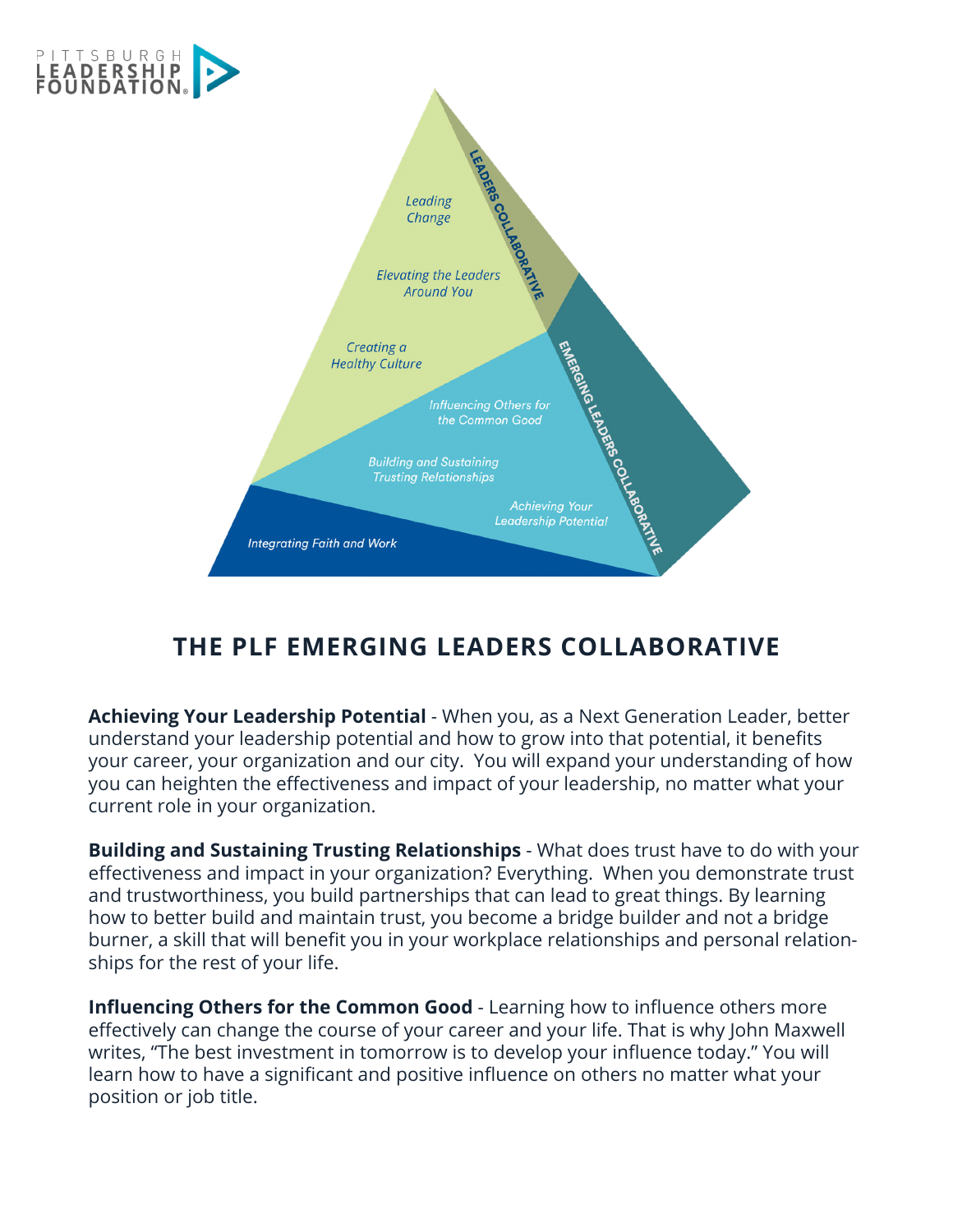PITTSBURGH LEADERSHIP FOUNDATION

Leading Change

Elevating the Leaders Around You

Creating a Healthy Culture

Influencing Others for the Common Good

Building and Sustaining Trusting Relationships

Achieving Your Leadership Potential

Integrating Faith and Work

LEADERS COLLABORATIVE

EMERGING LEADERS COLLABORATIVE

## THE PLF EMERGING LEADERS COLLABORATIVE

**Achieving Your Leadership Potential** - When you, as a Next Generation Leader, better understand your leadership potential and how to grow into that potential, it benefits your career, your organization and our city. You will expand your understanding of how you can heighten the effectiveness and impact of your leadership, no matter what your current role in your organization.

**Building and Sustaining Trusting Relationships** - What does trust have to do with your effectiveness and impact in your organization? Everything. When you demonstrate trust and trustworthiness, you build partnerships that can lead to great things. By learning how to better build and maintain trust, you become a bridge builder and not a bridge burner, a skill that will benefit you in your workplace relationships and personal relationships for the rest of your life.

**Influencing Others for the Common Good** - Learning how to influence others more effectively can change the course of your career and your life. That is why John Maxwell writes, "The best investment in tomorrow is to develop your influence today." You will learn how to have a significant and positive influence on others no matter what your position or job title.